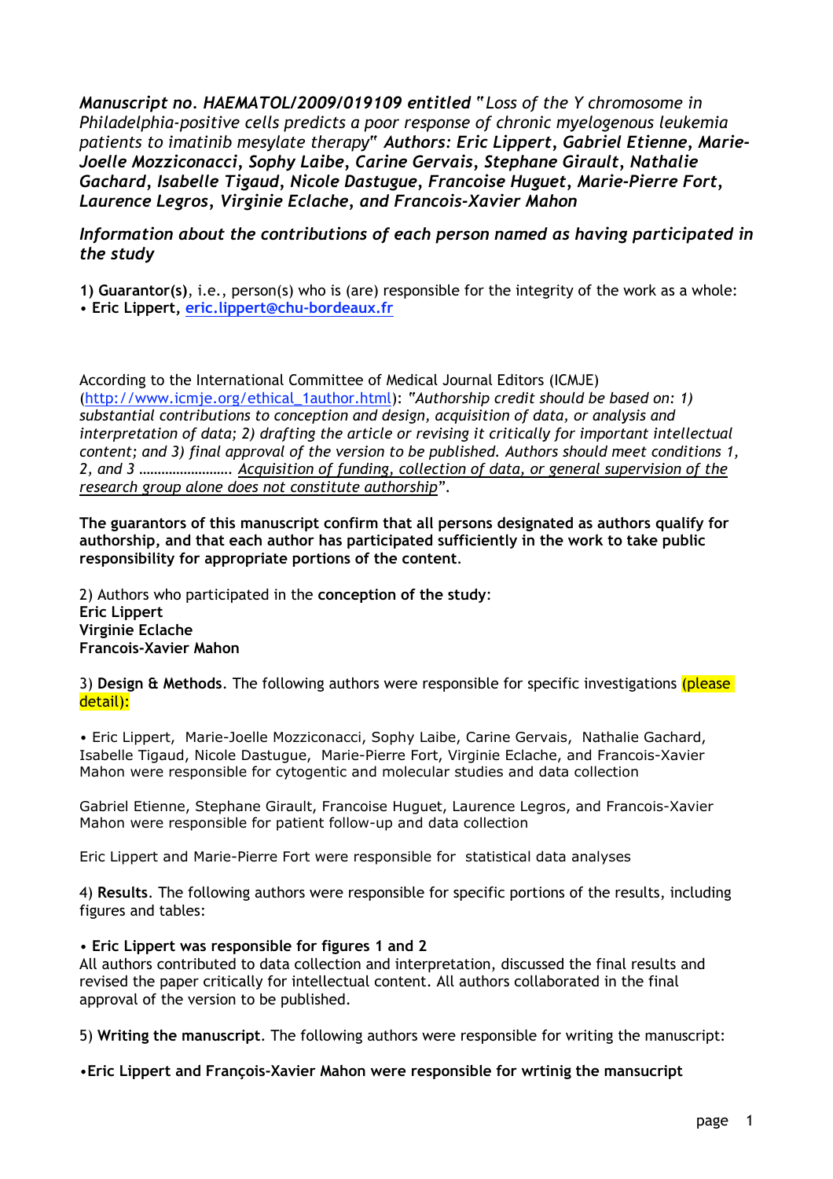***Manuscript no. HAEMATOL/2009/019109 entitled** "Loss of the Y chromosome in Philadelphia-positive cells predicts a poor response of chronic myelogenous leukemia patients to imatinib mesylate therapy" **Authors: Eric Lippert, Gabriel Etienne, Marie-Joelle Mozziconacci, Sophy Laibe, Carine Gervais, Stephane Girault, Nathalie Gachard, Isabelle Tigaud, Nicole Dastugue, Francoise Huguet, Marie-Pierre Fort, Laurence Legros, Virginie Eclache, and Francois-Xavier Mahon***

***Information about the contributions of each person named as having participated in the study***

**1) Guarantor(s)**, i.e., person(s) who is (are) responsible for the integrity of the work as a whole:
• **Eric Lippert, eric.lippert@chu-bordeaux.fr**

According to the International Committee of Medical Journal Editors (ICMJE) (http://www.icmje.org/ethical_1author.html): *"Authorship credit should be based on: 1) substantial contributions to conception and design, acquisition of data, or analysis and interpretation of data; 2) drafting the article or revising it critically for important intellectual content; and 3) final approval of the version to be published. Authors should meet conditions 1, 2, and 3 ……………………. Acquisition of funding, collection of data, or general supervision of the research group alone does not constitute authorship*".

**The guarantors of this manuscript confirm that all persons designated as authors qualify for authorship, and that each author has participated sufficiently in the work to take public responsibility for appropriate portions of the content.**

2) Authors who participated in the **conception of the study**:
**Eric Lippert**
**Virginie Eclache**
**Francois-Xavier Mahon**

3) **Design & Methods**. The following authors were responsible for specific investigations (please detail):

• Eric Lippert, Marie-Joelle Mozziconacci, Sophy Laibe, Carine Gervais, Nathalie Gachard, Isabelle Tigaud, Nicole Dastugue, Marie-Pierre Fort, Virginie Eclache, and Francois-Xavier Mahon were responsible for cytogentic and molecular studies and data collection

Gabriel Etienne, Stephane Girault, Francoise Huguet, Laurence Legros, and Francois-Xavier Mahon were responsible for patient follow-up and data collection

Eric Lippert and Marie-Pierre Fort were responsible for statistical data analyses

4) **Results**. The following authors were responsible for specific portions of the results, including figures and tables:

• **Eric Lippert was responsible for figures 1 and 2**
All authors contributed to data collection and interpretation, discussed the final results and revised the paper critically for intellectual content. All authors collaborated in the final approval of the version to be published.

5) **Writing the manuscript**. The following authors were responsible for writing the manuscript:

•**Eric Lippert and François-Xavier Mahon were responsible for wrtinig the mansucript**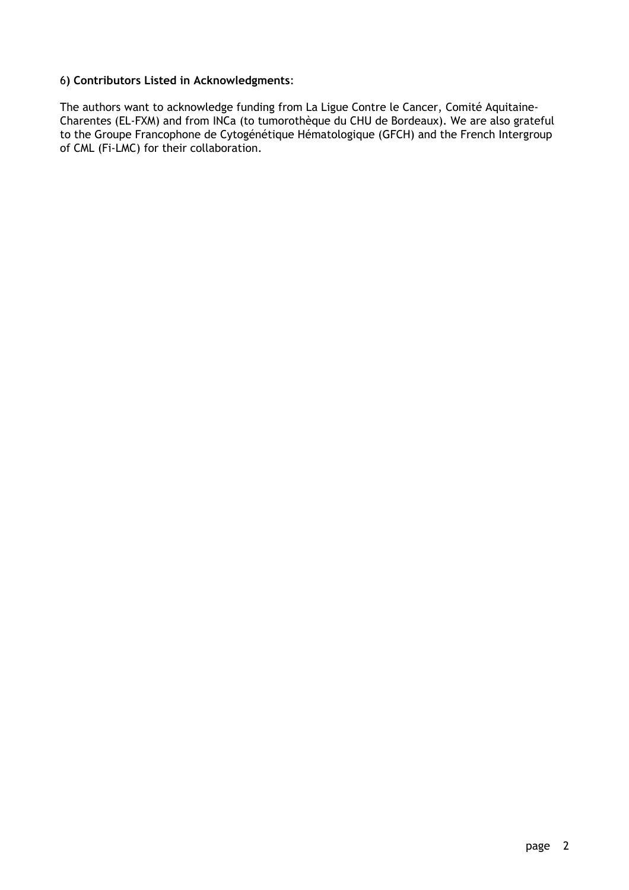6**) Contributors Listed in Acknowledgments**:

The authors want to acknowledge funding from La Ligue Contre le Cancer, Comité Aquitaine-Charentes (EL-FXM) and from INCa (to tumorothèque du CHU de Bordeaux). We are also grateful to the Groupe Francophone de Cytogénétique Hématologique (GFCH) and the French Intergroup of CML (Fi-LMC) for their collaboration.